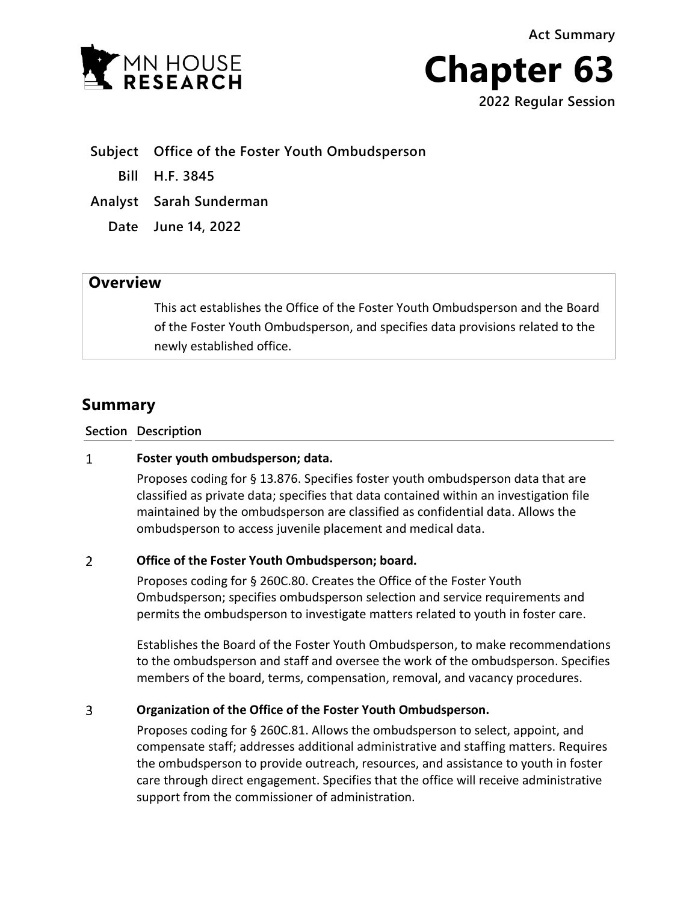Act Summary

# Chapter 63

2022 Regular Session

**Subject** Office of the Foster Youth Ombudsperson

**Bill** H.F. 3845

**Analyst** Sarah Sunderman

**Date** June 14, 2022

## Overview

This act establishes the Office of the Foster Youth Ombudsperson and the Board of the Foster Youth Ombudsperson, and specifies data provisions related to the newly established office.

## Summary

| Section | Description |
|---|---|
| 1 | **Foster youth ombudsperson; data.**<br>Proposes coding for § 13.876. Specifies foster youth ombudsperson data that are classified as private data; specifies that data contained within an investigation file maintained by the ombudsperson are classified as confidential data. Allows the ombudsperson to access juvenile placement and medical data. |
| 2 | **Office of the Foster Youth Ombudsperson; board.**<br>Proposes coding for § 260C.80. Creates the Office of the Foster Youth Ombudsperson; specifies ombudsperson selection and service requirements and permits the ombudsperson to investigate matters related to youth in foster care.<br><br>Establishes the Board of the Foster Youth Ombudsperson, to make recommendations to the ombudsperson and staff and oversee the work of the ombudsperson. Specifies members of the board, terms, compensation, removal, and vacancy procedures. |
| 3 | **Organization of the Office of the Foster Youth Ombudsperson.**<br>Proposes coding for § 260C.81. Allows the ombudsperson to select, appoint, and compensate staff; addresses additional administrative and staffing matters. Requires the ombudsperson to provide outreach, resources, and assistance to youth in foster care through direct engagement. Specifies that the office will receive administrative support from the commissioner of administration. |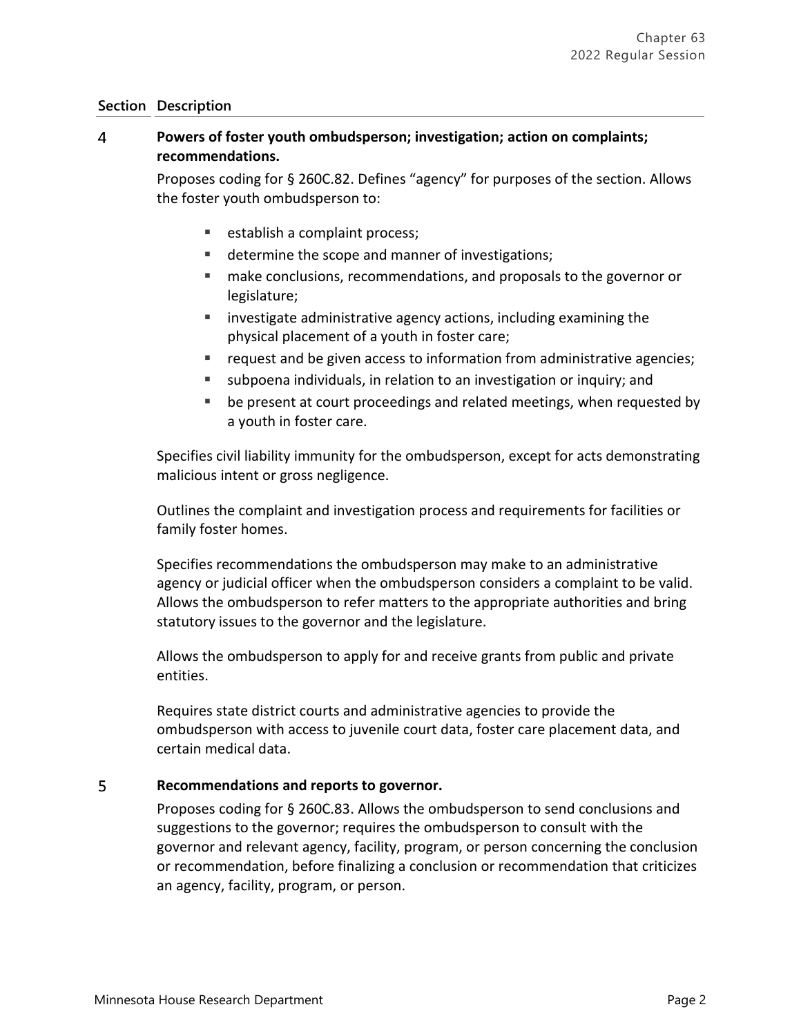| Section | Description |
|---|---|
| 4 | **Powers of foster youth ombudsperson; investigation; action on complaints; recommendations.** |

Proposes coding for § 260C.82. Defines "agency" for purposes of the section. Allows the foster youth ombudsperson to:

- establish a complaint process;
- determine the scope and manner of investigations;
- make conclusions, recommendations, and proposals to the governor or legislature;
- investigate administrative agency actions, including examining the physical placement of a youth in foster care;
- request and be given access to information from administrative agencies;
- subpoena individuals, in relation to an investigation or inquiry; and
- be present at court proceedings and related meetings, when requested by a youth in foster care.

Specifies civil liability immunity for the ombudsperson, except for acts demonstrating malicious intent or gross negligence.

Outlines the complaint and investigation process and requirements for facilities or family foster homes.

Specifies recommendations the ombudsperson may make to an administrative agency or judicial officer when the ombudsperson considers a complaint to be valid. Allows the ombudsperson to refer matters to the appropriate authorities and bring statutory issues to the governor and the legislature.

Allows the ombudsperson to apply for and receive grants from public and private entities.

Requires state district courts and administrative agencies to provide the ombudsperson with access to juvenile court data, foster care placement data, and certain medical data.

| Section | Description |
|---|---|
| 5 | **Recommendations and reports to governor.** |

Proposes coding for § 260C.83. Allows the ombudsperson to send conclusions and suggestions to the governor; requires the ombudsperson to consult with the governor and relevant agency, facility, program, or person concerning the conclusion or recommendation, before finalizing a conclusion or recommendation that criticizes an agency, facility, program, or person.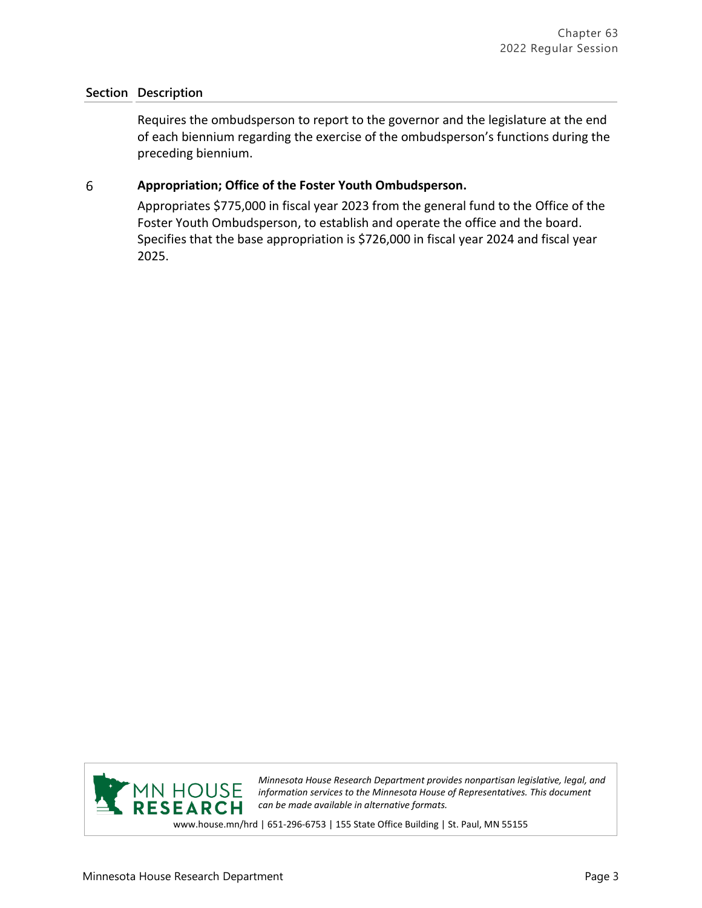| Section | Description |
| --- | --- |
| | Requires the ombudsperson to report to the governor and the legislature at the end of each biennium regarding the exercise of the ombudsperson's functions during the preceding biennium. |
| 6 | **Appropriation; Office of the Foster Youth Ombudsperson.** Appropriates $775,000 in fiscal year 2023 from the general fund to the Office of the Foster Youth Ombudsperson, to establish and operate the office and the board. Specifies that the base appropriation is $726,000 in fiscal year 2024 and fiscal year 2025. |

MN HOUSE RESEARCH

*Minnesota House Research Department provides nonpartisan legislative, legal, and information services to the Minnesota House of Representatives. This document can be made available in alternative formats.*

www.house.mn/hrd | 651-296-6753 | 155 State Office Building | St. Paul, MN 55155